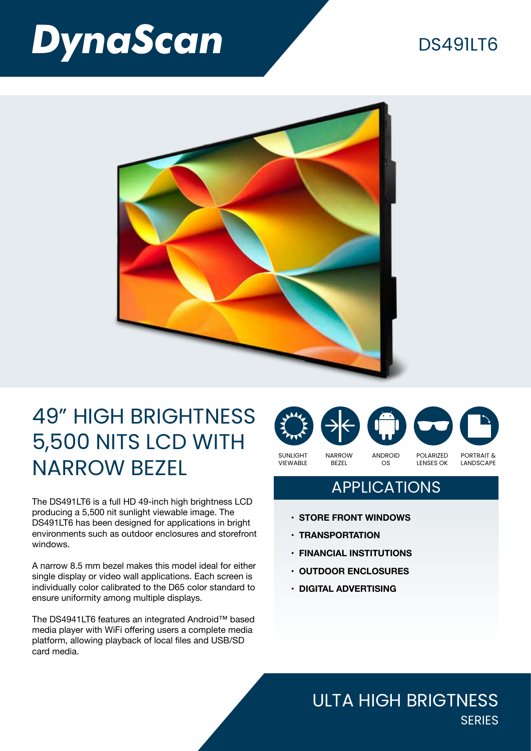# DynaScan

DS491LT6

## 49" HIGH BRIGHTNESS 5,500 NITS LCD WITH NARROW BEZEL

SUNLIGHT VIEWABLE | NARROW BEZEL | ANDROID OS | POLARIZED LENSES OK | PORTRAIT & LANDSCAPE

The DS491LT6 is a full HD 49-inch high brightness LCD producing a 5,500 nit sunlight viewable image. The DS491LT6 has been designed for applications in bright environments such as outdoor enclosures and storefront windows.

A narrow 8.5 mm bezel makes this model ideal for either single display or video wall applications. Each screen is individually color calibrated to the D65 color standard to ensure uniformity among multiple displays.

The DS4941LT6 features an integrated Android™ based media player with WiFi offering users a complete media platform, allowing playback of local files and USB/SD card media.

## APPLICATIONS

- **STORE FRONT WINDOWS**
- **TRANSPORTATION**
- **FINANCIAL INSTITUTIONS**
- **OUTDOOR ENCLOSURES**
- **DIGITAL ADVERTISING**

ULTA HIGH BRIGTNESS
SERIES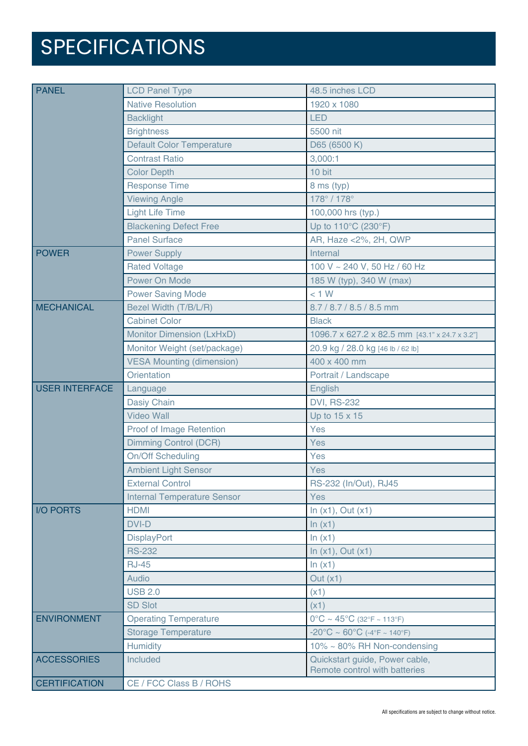# SPECIFICATIONS

| | | |
|---|---|---|
| PANEL | LCD Panel Type | 48.5 inches LCD |
| | Native Resolution | 1920 x 1080 |
| | Backlight | LED |
| | Brightness | 5500 nit |
| | Default Color Temperature | D65 (6500 K) |
| | Contrast Ratio | 3,000:1 |
| | Color Depth | 10 bit |
| | Response Time | 8 ms (typ) |
| | Viewing Angle | 178° / 178° |
| | Light Life Time | 100,000 hrs (typ.) |
| | Blackening Defect Free | Up to 110°C (230°F) |
| | Panel Surface | AR, Haze <2%, 2H, QWP |
| POWER | Power Supply | Internal |
| | Rated Voltage | 100 V ~ 240 V, 50 Hz / 60 Hz |
| | Power On Mode | 185 W (typ), 340 W (max) |
| | Power Saving Mode | < 1 W |
| MECHANICAL | Bezel Width (T/B/L/R) | 8.7 / 8.7 / 8.5 / 8.5 mm |
| | Cabinet Color | Black |
| | Monitor Dimension (LxHxD) | 1096.7 x 627.2 x 82.5 mm [43.1" x 24.7 x 3.2"] |
| | Monitor Weight (set/package) | 20.9 kg / 28.0 kg [46 lb / 62 lb] |
| | VESA Mounting (dimension) | 400 x 400 mm |
| | Orientation | Portrait / Landscape |
| USER INTERFACE | Language | English |
| | Dasiy Chain | DVI, RS-232 |
| | Video Wall | Up to 15 x 15 |
| | Proof of Image Retention | Yes |
| | Dimming Control (DCR) | Yes |
| | On/Off Scheduling | Yes |
| | Ambient Light Sensor | Yes |
| | External Control | RS-232 (In/Out), RJ45 |
| | Internal Temperature Sensor | Yes |
| I/O PORTS | HDMI | In (x1), Out (x1) |
| | DVI-D | In (x1) |
| | DisplayPort | In (x1) |
| | RS-232 | In (x1), Out (x1) |
| | RJ-45 | In (x1) |
| | Audio | Out (x1) |
| | USB 2.0 | (x1) |
| | SD Slot | (x1) |
| ENVIRONMENT | Operating Temperature | 0°C ~ 45°C (32°F ~ 113°F) |
| | Storage Temperature | -20°C ~ 60°C (-4°F ~ 140°F) |
| | Humidity | 10% ~ 80% RH Non-condensing |
| ACCESSORIES | Included | Quickstart guide, Power cable, Remote control with batteries |
| CERTIFICATION | CE / FCC Class B / ROHS | |

All specifications are subject to change without notice.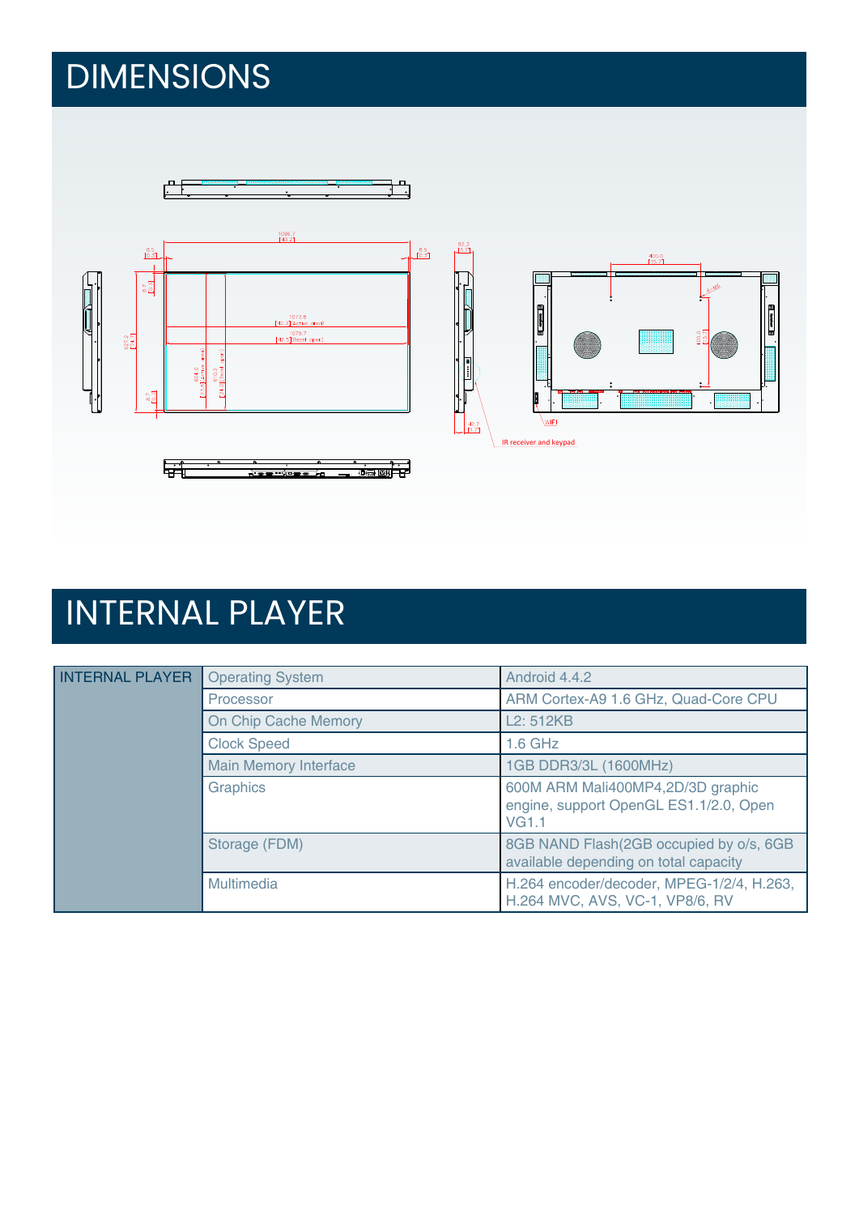# DIMENSIONS

# INTERNAL PLAYER

| INTERNAL PLAYER | Operating System | Android 4.4.2 |
|---|---|---|
| | Processor | ARM Cortex-A9 1.6 GHz, Quad-Core CPU |
| | On Chip Cache Memory | L2: 512KB |
| | Clock Speed | 1.6 GHz |
| | Main Memory Interface | 1GB DDR3/3L (1600MHz) |
| | Graphics | 600M ARM Mali400MP4,2D/3D graphic engine, support OpenGL ES1.1/2.0, Open VG1.1 |
| | Storage (FDM) | 8GB NAND Flash(2GB occupied by o/s, 6GB available depending on total capacity |
| | Multimedia | H.264 encoder/decoder, MPEG-1/2/4, H.263, H.264 MVC, AVS, VC-1, VP8/6, RV |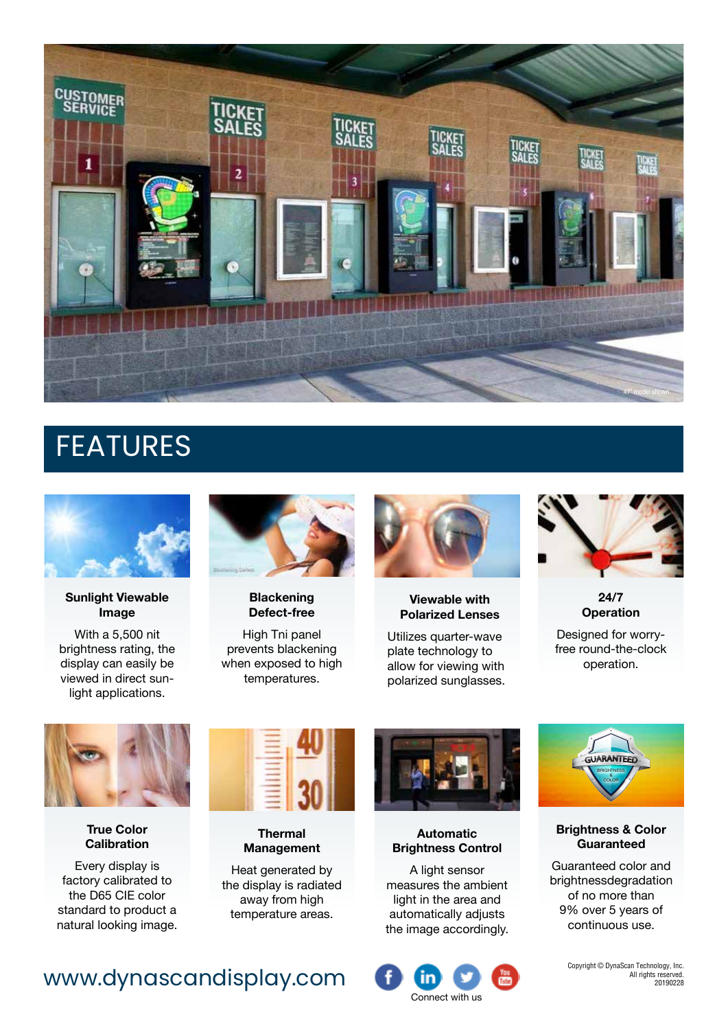47" model shown

# FEATURES

### Sunlight Viewable Image

With a 5,500 nit brightness rating, the display can easily be viewed in direct sun-light applications.

### Blackening Defect-free

High Tni panel prevents blackening when exposed to high temperatures.

### Viewable with Polarized Lenses

Utilizes quarter-wave plate technology to allow for viewing with polarized sunglasses.

### 24/7 Operation

Designed for worry-free round-the-clock operation.

### True Color Calibration

Every display is factory calibrated to the D65 CIE color standard to product a natural looking image.

### Thermal Management

Heat generated by the display is radiated away from high temperature areas.

### Automatic Brightness Control

A light sensor measures the ambient light in the area and automatically adjusts the image accordingly.

### Brightness & Color Guaranteed

Guaranteed color and brightnessdegradation of no more than 9% over 5 years of continuous use.

www.dynascandisplay.com

Connect with us

Copyright © DynaScan Technology, Inc.
All rights reserved.
20190228